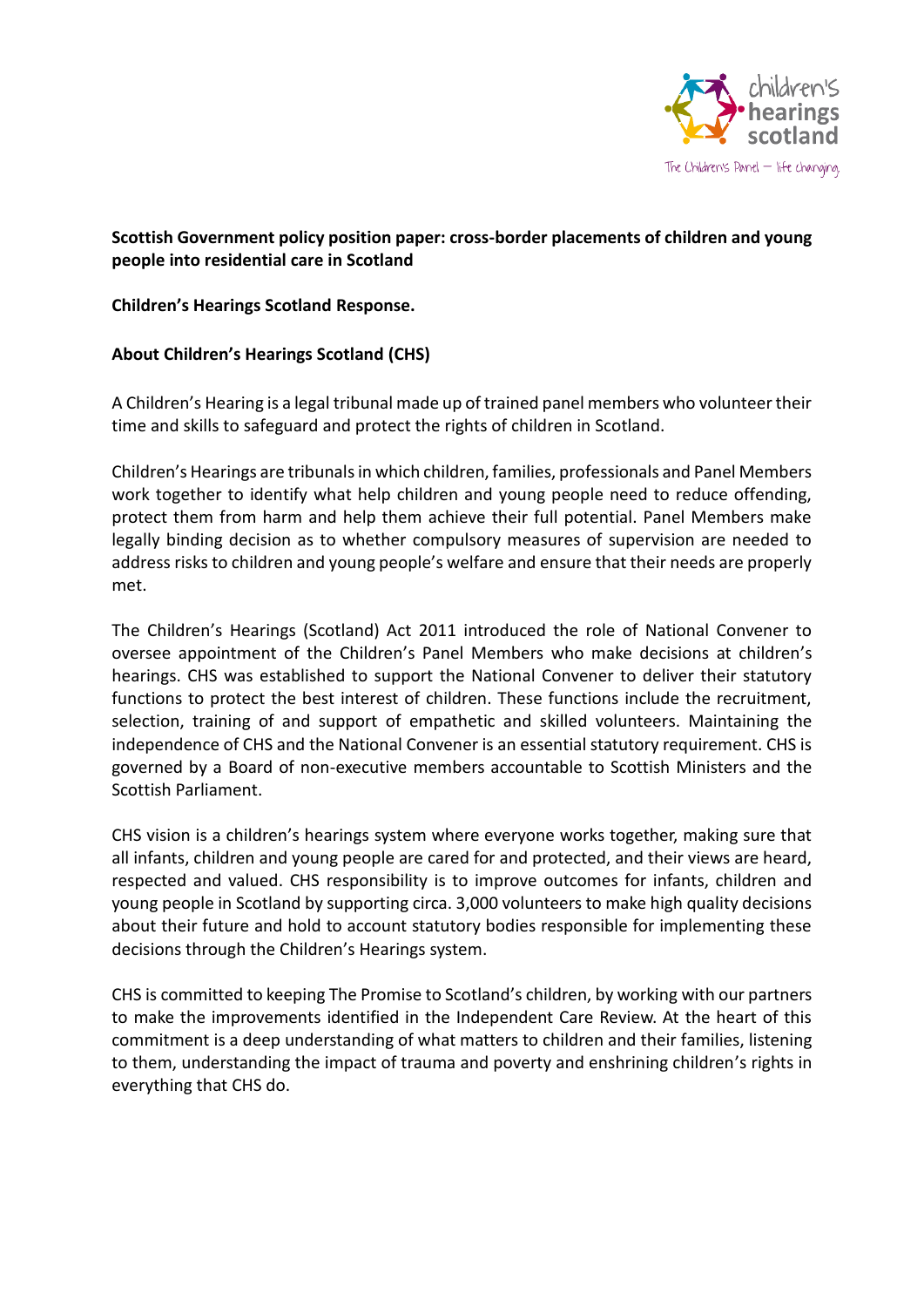**Scottish Government policy position paper: cross-border placements of children and young people into residential care in Scotland**

**Children's Hearings Scotland Response.**

**About Children's Hearings Scotland (CHS)**

A Children's Hearing is a legal tribunal made up of trained panel members who volunteer their time and skills to safeguard and protect the rights of children in Scotland.

Children's Hearings are tribunals in which children, families, professionals and Panel Members work together to identify what help children and young people need to reduce offending, protect them from harm and help them achieve their full potential. Panel Members make legally binding decision as to whether compulsory measures of supervision are needed to address risks to children and young people's welfare and ensure that their needs are properly met.

The Children's Hearings (Scotland) Act 2011 introduced the role of National Convener to oversee appointment of the Children's Panel Members who make decisions at children's hearings. CHS was established to support the National Convener to deliver their statutory functions to protect the best interest of children. These functions include the recruitment, selection, training of and support of empathetic and skilled volunteers. Maintaining the independence of CHS and the National Convener is an essential statutory requirement. CHS is governed by a Board of non-executive members accountable to Scottish Ministers and the Scottish Parliament.

CHS vision is a children's hearings system where everyone works together, making sure that all infants, children and young people are cared for and protected, and their views are heard, respected and valued. CHS responsibility is to improve outcomes for infants, children and young people in Scotland by supporting circa. 3,000 volunteers to make high quality decisions about their future and hold to account statutory bodies responsible for implementing these decisions through the Children's Hearings system.

CHS is committed to keeping The Promise to Scotland's children, by working with our partners to make the improvements identified in the Independent Care Review. At the heart of this commitment is a deep understanding of what matters to children and their families, listening to them, understanding the impact of trauma and poverty and enshrining children's rights in everything that CHS do.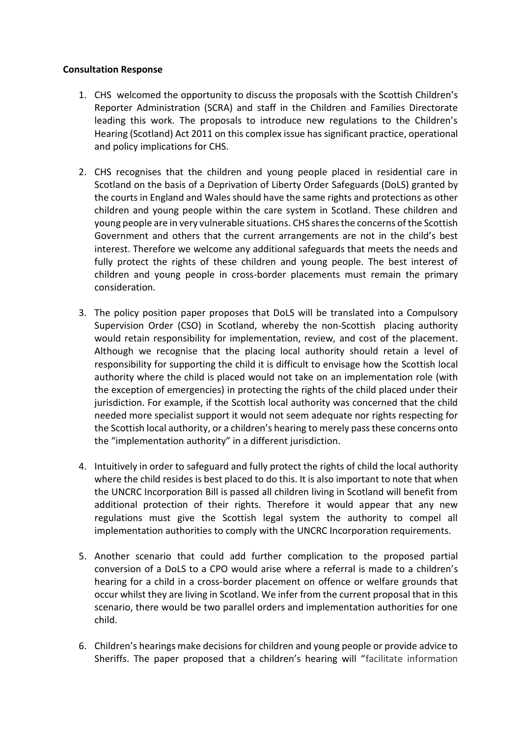**Consultation Response**

1. CHS welcomed the opportunity to discuss the proposals with the Scottish Children's Reporter Administration (SCRA) and staff in the Children and Families Directorate leading this work. The proposals to introduce new regulations to the Children's Hearing (Scotland) Act 2011 on this complex issue has significant practice, operational and policy implications for CHS.

2. CHS recognises that the children and young people placed in residential care in Scotland on the basis of a Deprivation of Liberty Order Safeguards (DoLS) granted by the courts in England and Wales should have the same rights and protections as other children and young people within the care system in Scotland. These children and young people are in very vulnerable situations. CHS shares the concerns of the Scottish Government and others that the current arrangements are not in the child's best interest. Therefore we welcome any additional safeguards that meets the needs and fully protect the rights of these children and young people. The best interest of children and young people in cross-border placements must remain the primary consideration.

3. The policy position paper proposes that DoLS will be translated into a Compulsory Supervision Order (CSO) in Scotland, whereby the non-Scottish placing authority would retain responsibility for implementation, review, and cost of the placement. Although we recognise that the placing local authority should retain a level of responsibility for supporting the child it is difficult to envisage how the Scottish local authority where the child is placed would not take on an implementation role (with the exception of emergencies) in protecting the rights of the child placed under their jurisdiction. For example, if the Scottish local authority was concerned that the child needed more specialist support it would not seem adequate nor rights respecting for the Scottish local authority, or a children's hearing to merely pass these concerns onto the "implementation authority" in a different jurisdiction.

4. Intuitively in order to safeguard and fully protect the rights of child the local authority where the child resides is best placed to do this. It is also important to note that when the UNCRC Incorporation Bill is passed all children living in Scotland will benefit from additional protection of their rights. Therefore it would appear that any new regulations must give the Scottish legal system the authority to compel all implementation authorities to comply with the UNCRC Incorporation requirements.

5. Another scenario that could add further complication to the proposed partial conversion of a DoLS to a CPO would arise where a referral is made to a children's hearing for a child in a cross-border placement on offence or welfare grounds that occur whilst they are living in Scotland. We infer from the current proposal that in this scenario, there would be two parallel orders and implementation authorities for one child.

6. Children's hearings make decisions for children and young people or provide advice to Sheriffs. The paper proposed that a children's hearing will "facilitate information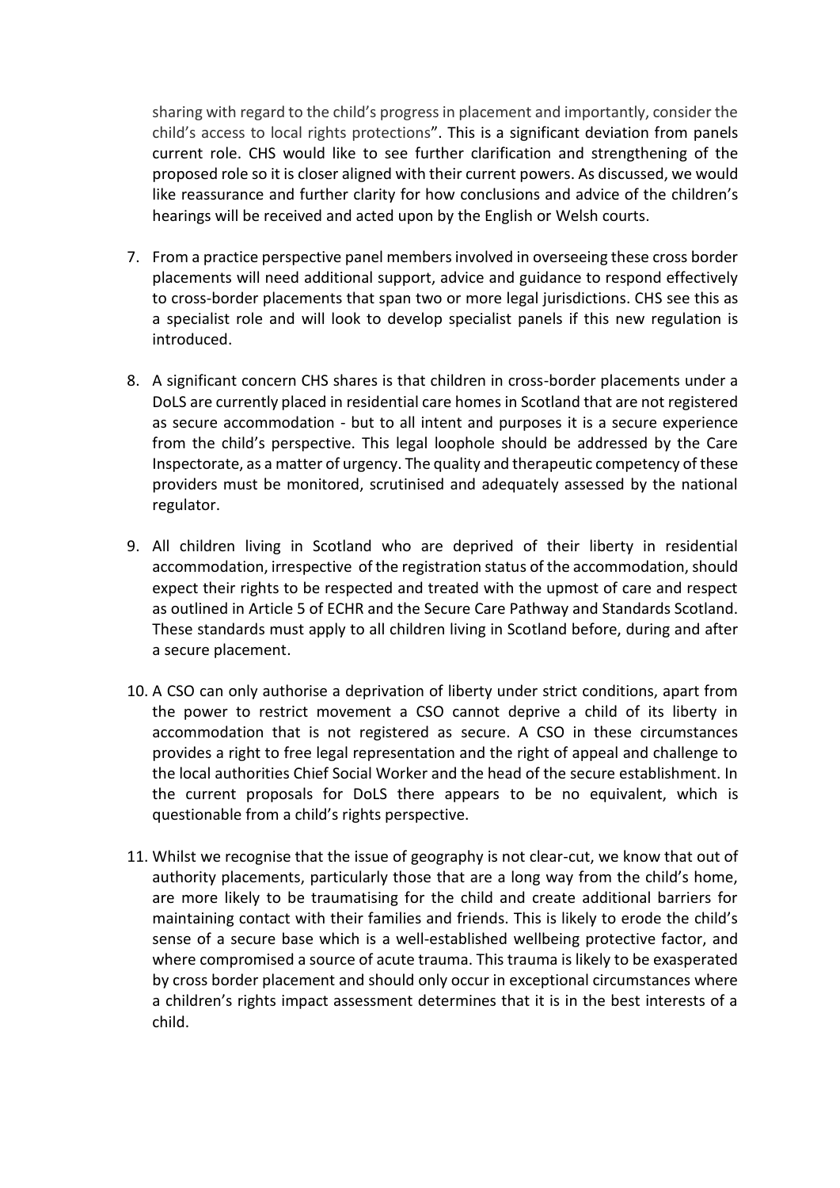sharing with regard to the child's progress in placement and importantly, consider the child's access to local rights protections". This is a significant deviation from panels current role. CHS would like to see further clarification and strengthening of the proposed role so it is closer aligned with their current powers. As discussed, we would like reassurance and further clarity for how conclusions and advice of the children's hearings will be received and acted upon by the English or Welsh courts.

7. From a practice perspective panel members involved in overseeing these cross border placements will need additional support, advice and guidance to respond effectively to cross-border placements that span two or more legal jurisdictions. CHS see this as a specialist role and will look to develop specialist panels if this new regulation is introduced.

8. A significant concern CHS shares is that children in cross-border placements under a DoLS are currently placed in residential care homes in Scotland that are not registered as secure accommodation - but to all intent and purposes it is a secure experience from the child's perspective. This legal loophole should be addressed by the Care Inspectorate, as a matter of urgency. The quality and therapeutic competency of these providers must be monitored, scrutinised and adequately assessed by the national regulator.

9. All children living in Scotland who are deprived of their liberty in residential accommodation, irrespective of the registration status of the accommodation, should expect their rights to be respected and treated with the upmost of care and respect as outlined in Article 5 of ECHR and the Secure Care Pathway and Standards Scotland. These standards must apply to all children living in Scotland before, during and after a secure placement.

10. A CSO can only authorise a deprivation of liberty under strict conditions, apart from the power to restrict movement a CSO cannot deprive a child of its liberty in accommodation that is not registered as secure. A CSO in these circumstances provides a right to free legal representation and the right of appeal and challenge to the local authorities Chief Social Worker and the head of the secure establishment. In the current proposals for DoLS there appears to be no equivalent, which is questionable from a child's rights perspective.

11. Whilst we recognise that the issue of geography is not clear-cut, we know that out of authority placements, particularly those that are a long way from the child's home, are more likely to be traumatising for the child and create additional barriers for maintaining contact with their families and friends. This is likely to erode the child's sense of a secure base which is a well-established wellbeing protective factor, and where compromised a source of acute trauma. This trauma is likely to be exasperated by cross border placement and should only occur in exceptional circumstances where a children's rights impact assessment determines that it is in the best interests of a child.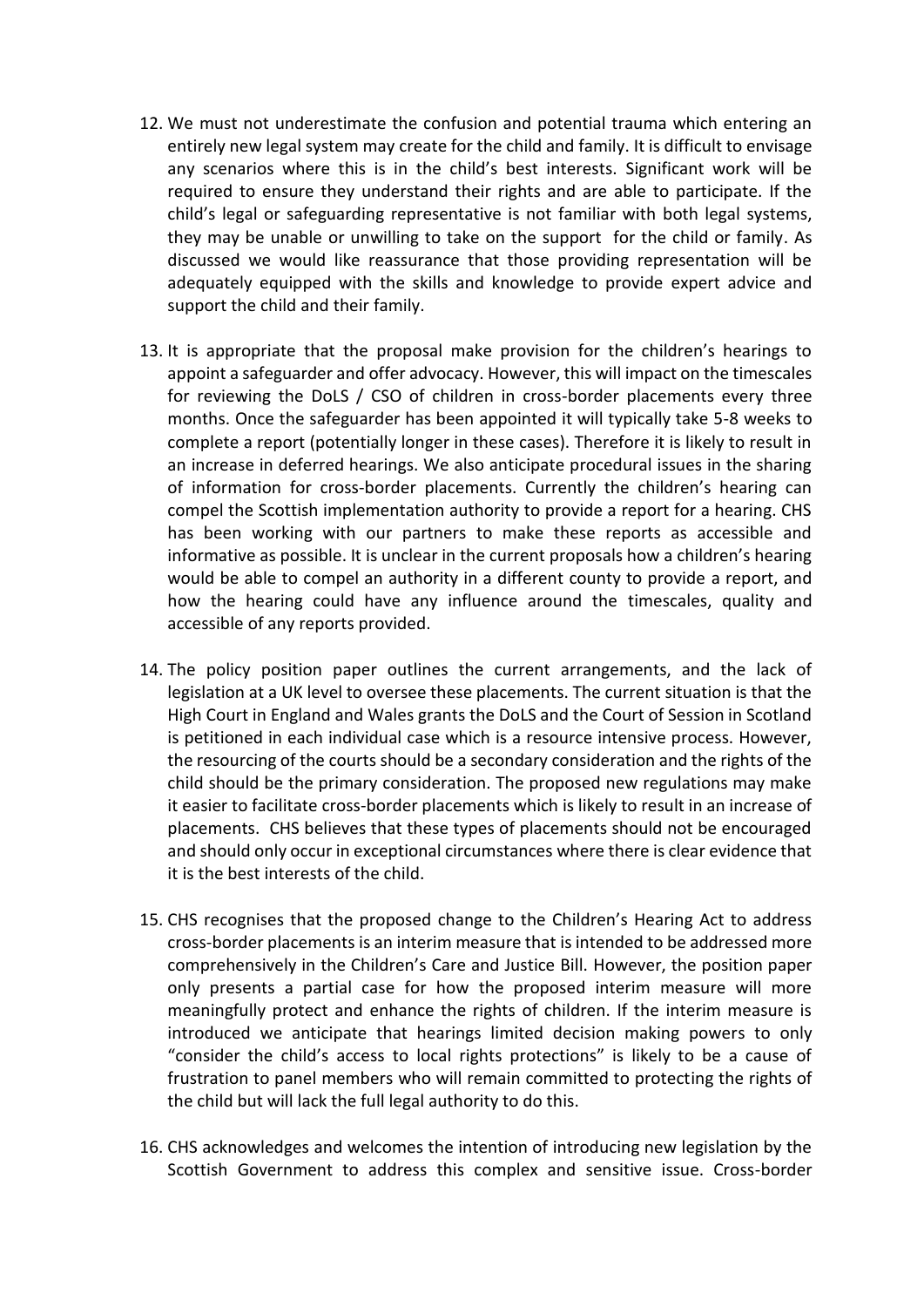12. We must not underestimate the confusion and potential trauma which entering an entirely new legal system may create for the child and family. It is difficult to envisage any scenarios where this is in the child's best interests. Significant work will be required to ensure they understand their rights and are able to participate. If the child's legal or safeguarding representative is not familiar with both legal systems, they may be unable or unwilling to take on the support for the child or family. As discussed we would like reassurance that those providing representation will be adequately equipped with the skills and knowledge to provide expert advice and support the child and their family.

13. It is appropriate that the proposal make provision for the children's hearings to appoint a safeguarder and offer advocacy. However, this will impact on the timescales for reviewing the DoLS / CSO of children in cross-border placements every three months. Once the safeguarder has been appointed it will typically take 5-8 weeks to complete a report (potentially longer in these cases). Therefore it is likely to result in an increase in deferred hearings. We also anticipate procedural issues in the sharing of information for cross-border placements. Currently the children's hearing can compel the Scottish implementation authority to provide a report for a hearing. CHS has been working with our partners to make these reports as accessible and informative as possible. It is unclear in the current proposals how a children's hearing would be able to compel an authority in a different county to provide a report, and how the hearing could have any influence around the timescales, quality and accessible of any reports provided.

14. The policy position paper outlines the current arrangements, and the lack of legislation at a UK level to oversee these placements. The current situation is that the High Court in England and Wales grants the DoLS and the Court of Session in Scotland is petitioned in each individual case which is a resource intensive process. However, the resourcing of the courts should be a secondary consideration and the rights of the child should be the primary consideration. The proposed new regulations may make it easier to facilitate cross-border placements which is likely to result in an increase of placements. CHS believes that these types of placements should not be encouraged and should only occur in exceptional circumstances where there is clear evidence that it is the best interests of the child.

15. CHS recognises that the proposed change to the Children's Hearing Act to address cross-border placements is an interim measure that is intended to be addressed more comprehensively in the Children's Care and Justice Bill. However, the position paper only presents a partial case for how the proposed interim measure will more meaningfully protect and enhance the rights of children. If the interim measure is introduced we anticipate that hearings limited decision making powers to only "consider the child's access to local rights protections" is likely to be a cause of frustration to panel members who will remain committed to protecting the rights of the child but will lack the full legal authority to do this.

16. CHS acknowledges and welcomes the intention of introducing new legislation by the Scottish Government to address this complex and sensitive issue. Cross-border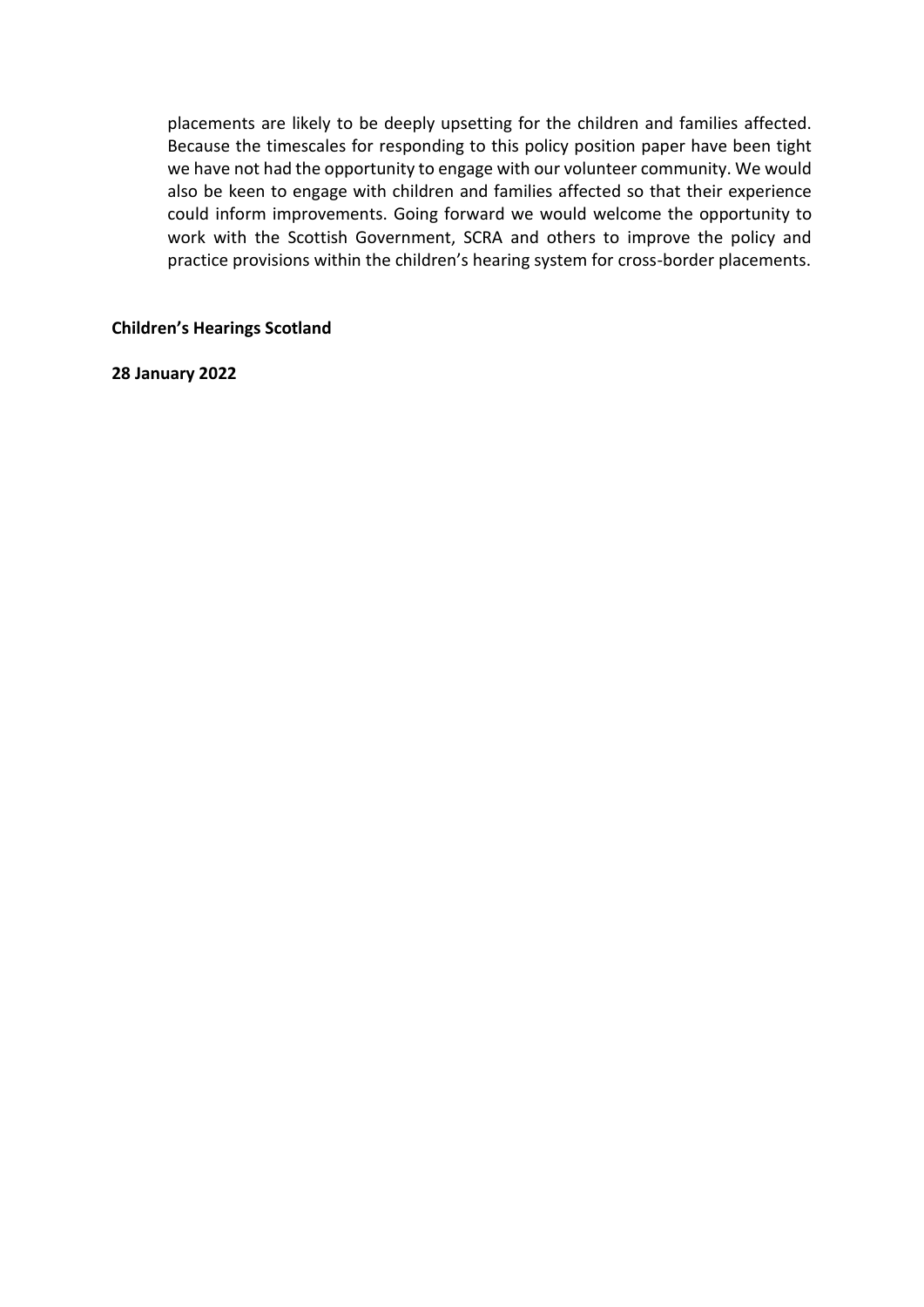placements are likely to be deeply upsetting for the children and families affected. Because the timescales for responding to this policy position paper have been tight we have not had the opportunity to engage with our volunteer community. We would also be keen to engage with children and families affected so that their experience could inform improvements. Going forward we would welcome the opportunity to work with the Scottish Government, SCRA and others to improve the policy and practice provisions within the children's hearing system for cross-border placements.

**Children's Hearings Scotland**

**28 January 2022**